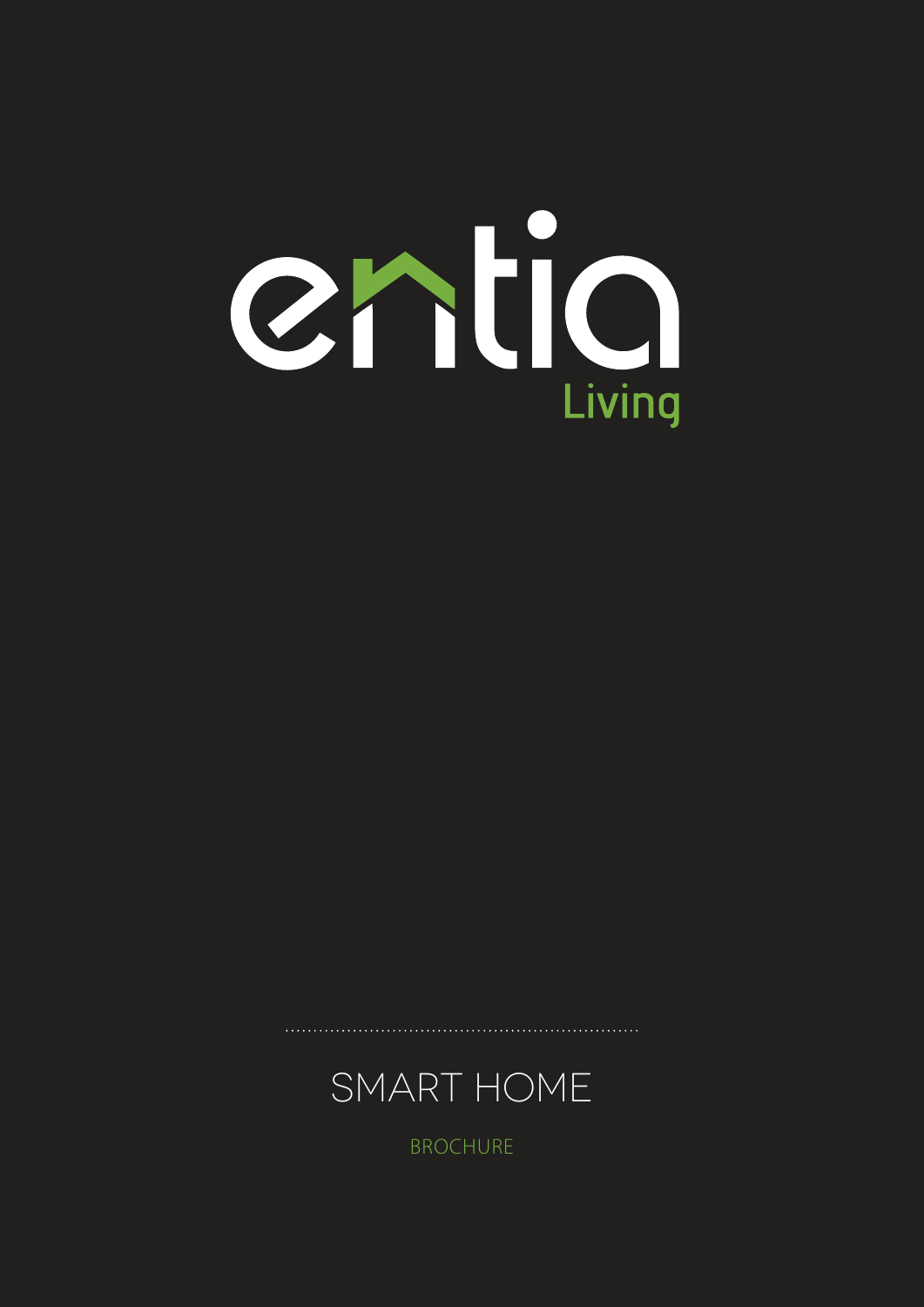# entia

Living

## SMART HOME

BROCHURE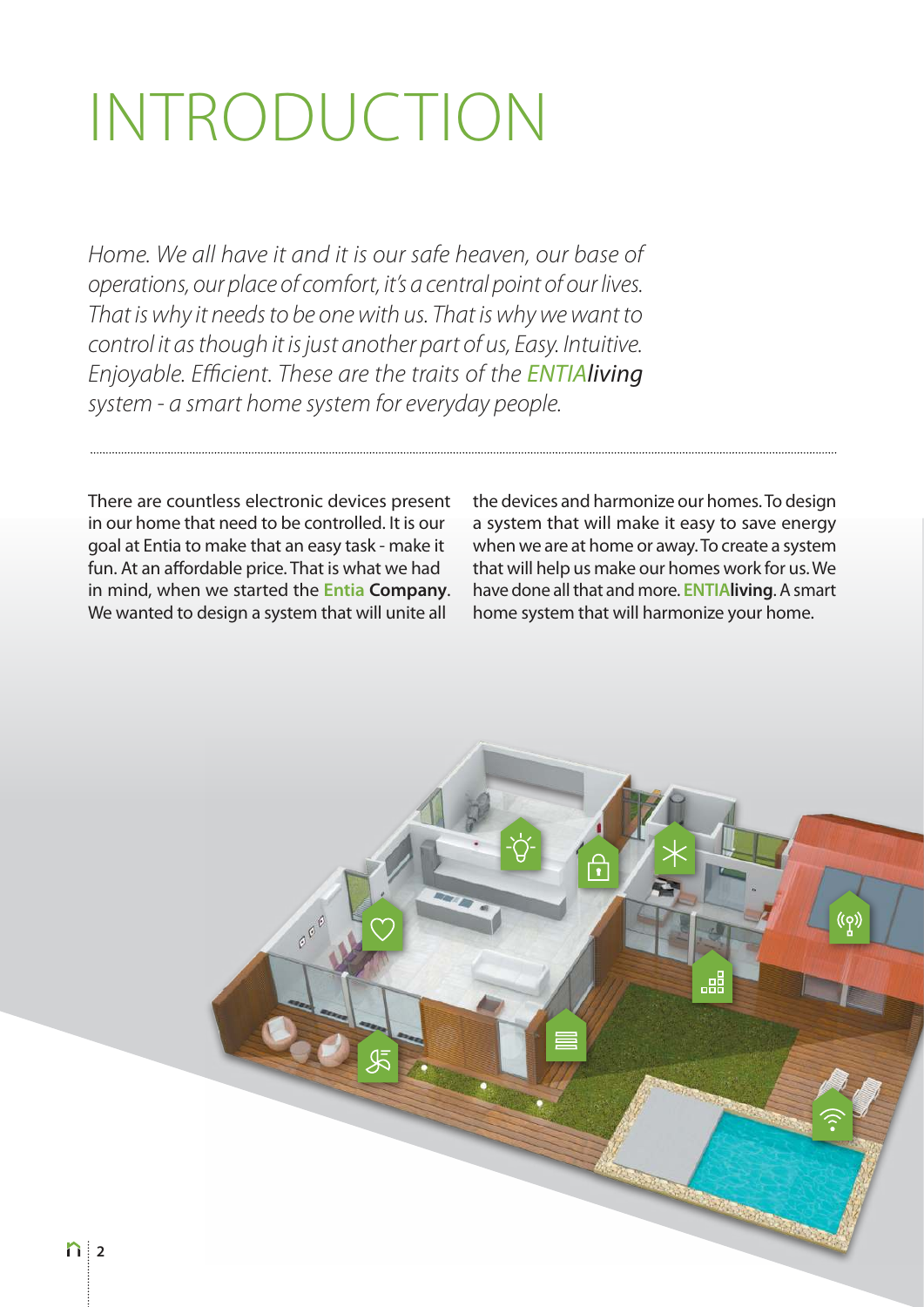# INTRODUCTION

*Home. We all have it and it is our safe heaven, our base of operations, our place of comfort, it's a central point of our lives. That is why it needs to be one with us. That is why we want to control it as though it is just another part of us, Easy. Intuitive. Enjoyable. Efficient. These are the traits of the ENTIA**living** system - a smart home system for everyday people.*

There are countless electronic devices present in our home that need to be controlled. It is our goal at Entia to make that an easy task - make it fun. At an affordable price. That is what we had in mind, when we started the **Entia Company**. We wanted to design a system that will unite all the devices and harmonize our homes. To design a system that will make it easy to save energy when we are at home or away. To create a system that will help us make our homes work for us. We have done all that and more. **ENTIAliving**. A smart home system that will harmonize your home.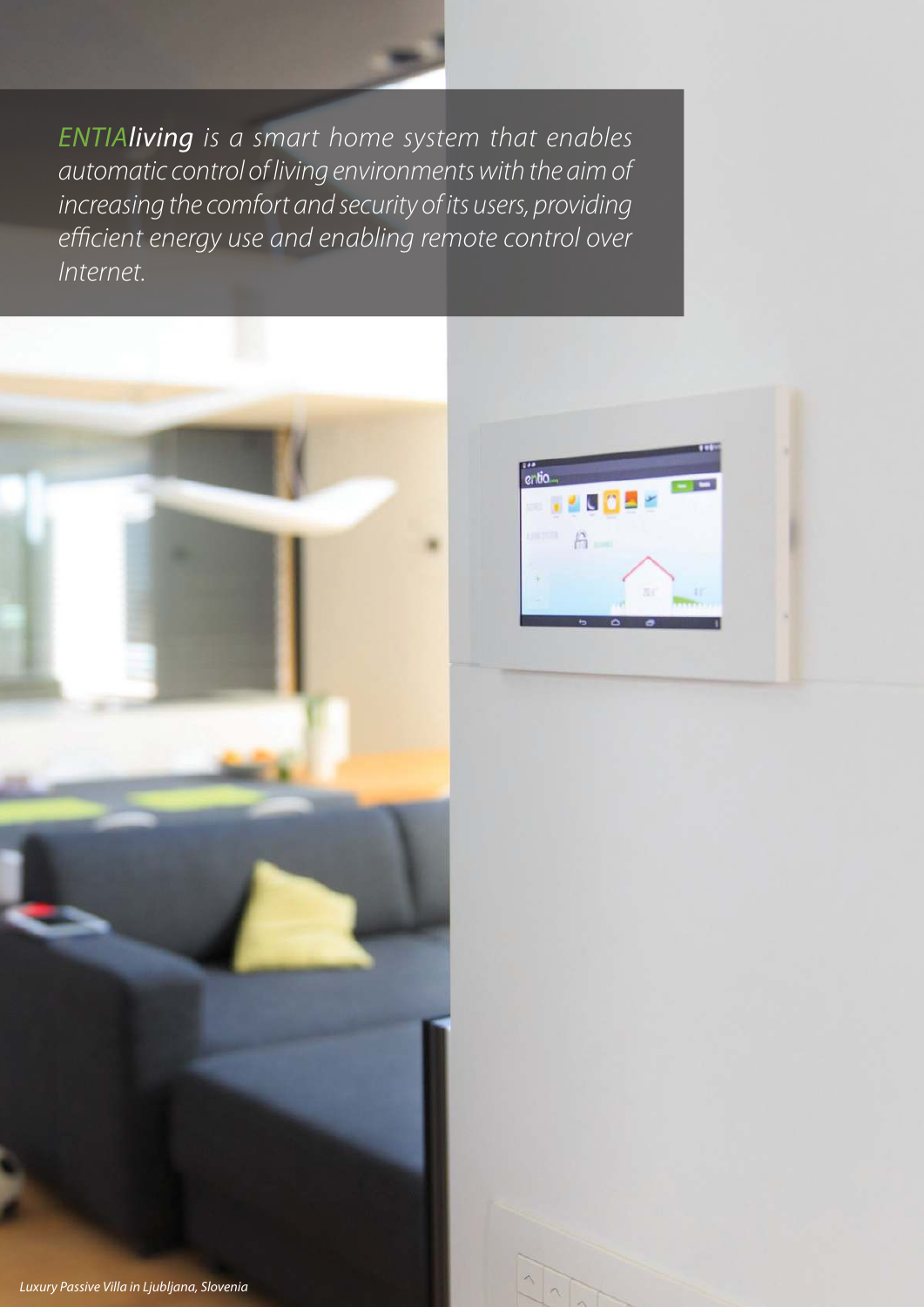*ENTIA**living** is a smart home system that enables automatic control of living environments with the aim of increasing the comfort and security of its users, providing efficient energy use and enabling remote control over Internet.*

*Luxury Passive Villa in Ljubljana, Slovenia*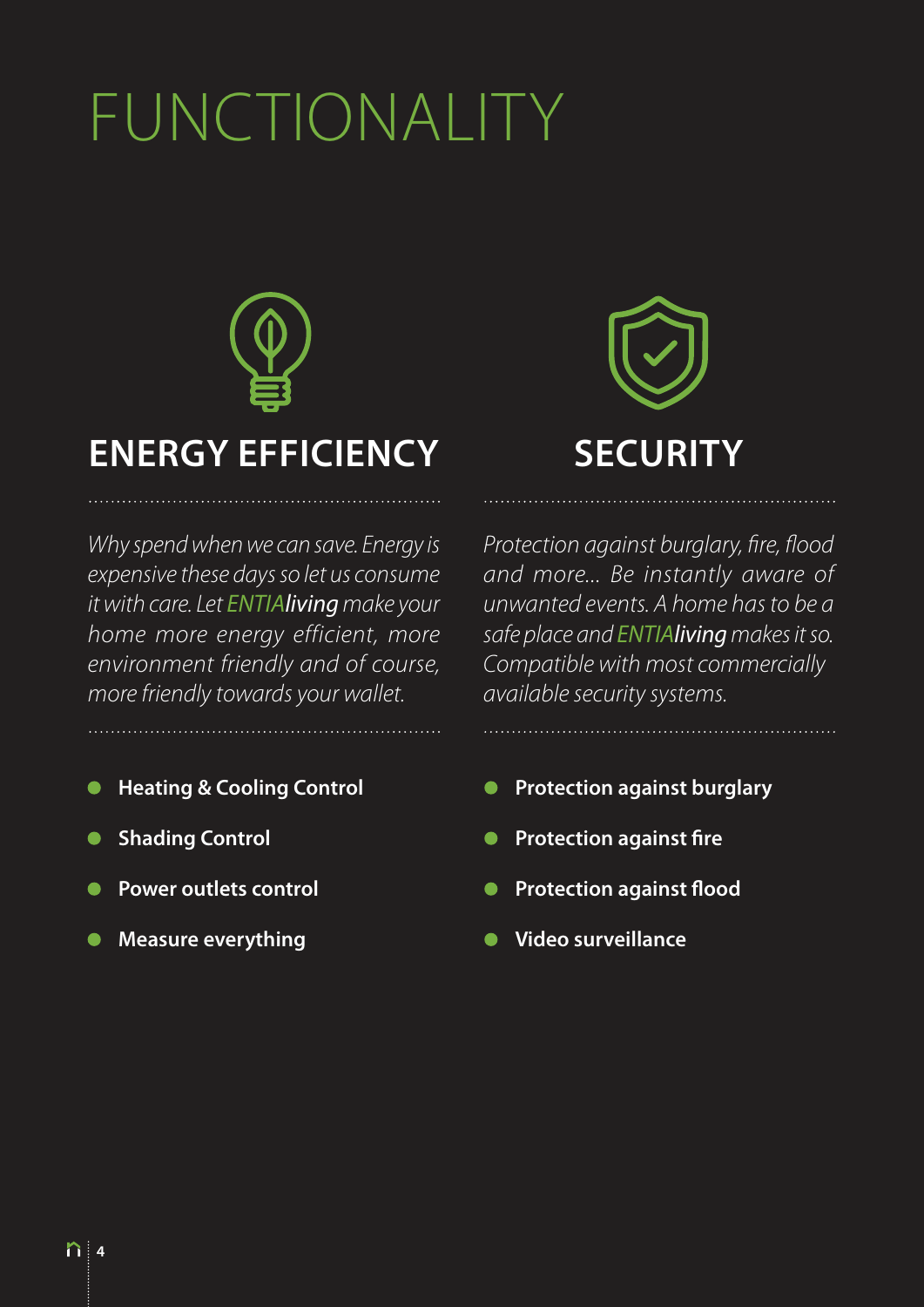# FUNCTIONALITY

## ENERGY EFFICIENCY

*Why spend when we can save. Energy is expensive these days so let us consume it with care. Let ENTIAliving make your home more energy efficient, more environment friendly and of course, more friendly towards your wallet.*

- **Heating & Cooling Control**
- **Shading Control**
- **Power outlets control**
- **Measure everything**

## SECURITY

*Protection against burglary, fire, flood and more... Be instantly aware of unwanted events. A home has to be a safe place and ENTIAliving makes it so. Compatible with most commercially available security systems.*

- **Protection against burglary**
- **Protection against fire**
- **Protection against flood**
- **Video surveillance**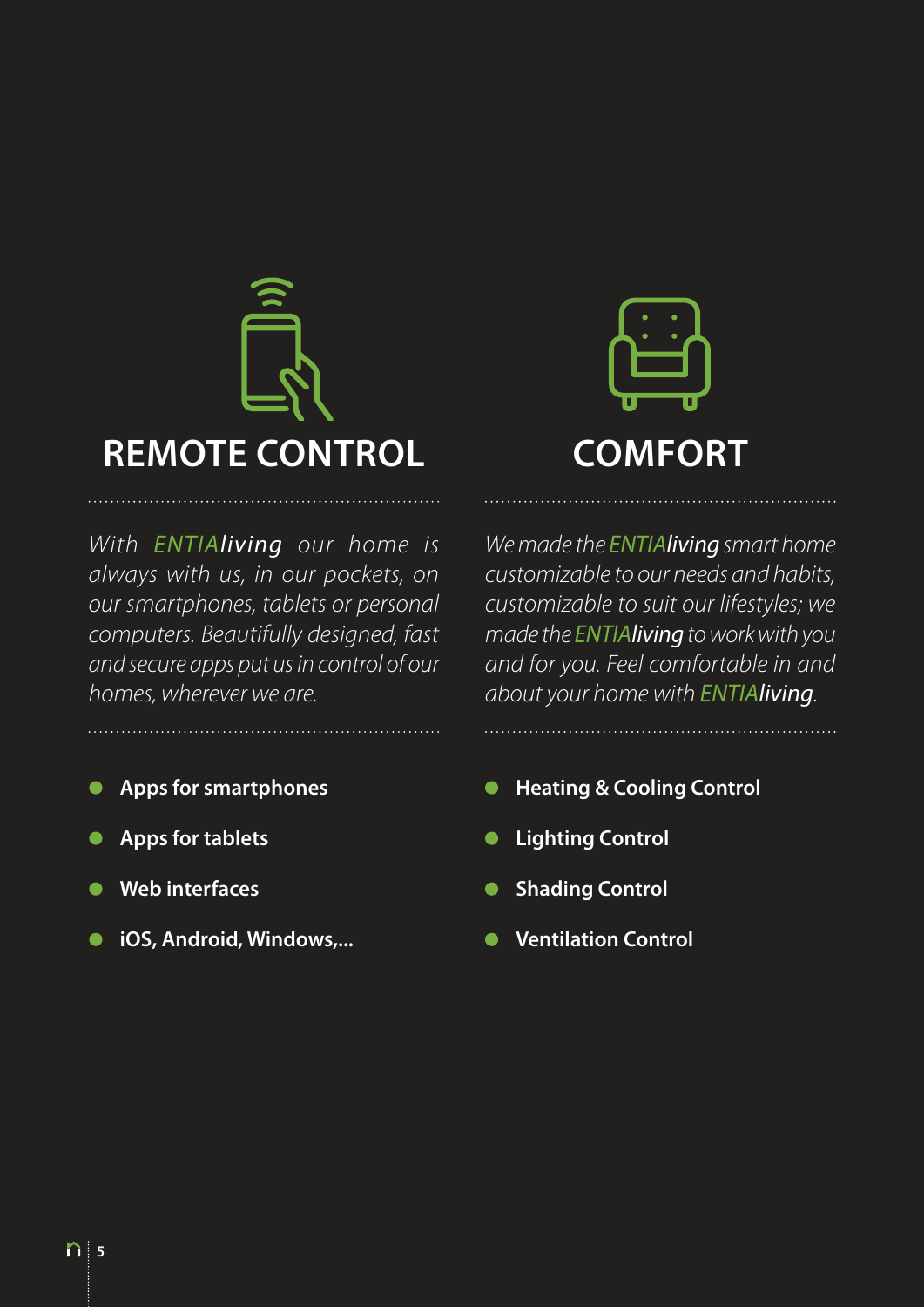## REMOTE CONTROL

*With ENTIAliving our home is always with us, in our pockets, on our smartphones, tablets or personal computers. Beautifully designed, fast and secure apps put us in control of our homes, wherever we are.*

- **Apps for smartphones**
- **Apps for tablets**
- **Web interfaces**
- **iOS, Android, Windows,...**

## COMFORT

*We made the ENTIAliving smart home customizable to our needs and habits, customizable to suit our lifestyles; we made the ENTIAliving to work with you and for you. Feel comfortable in and about your home with ENTIAliving.*

- **Heating & Cooling Control**
- **Lighting Control**
- **Shading Control**
- **Ventilation Control**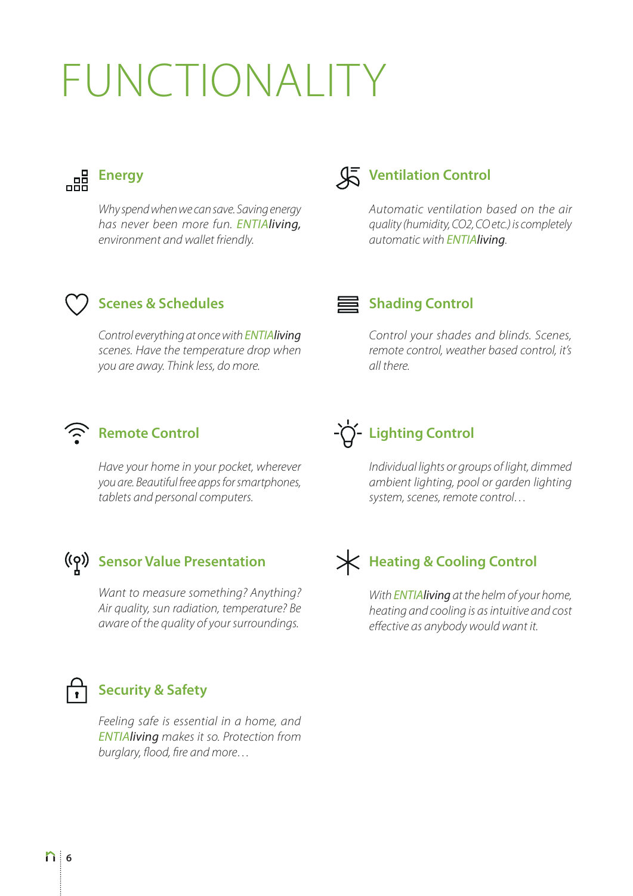# FUNCTIONALITY

## Energy

*Why spend when we can save. Saving energy has never been more fun. ENTIAliving, environment and wallet friendly.*

## Scenes & Schedules

*Control everything at once with ENTIAliving scenes. Have the temperature drop when you are away. Think less, do more.*

## Remote Control

*Have your home in your pocket, wherever you are. Beautiful free apps for smartphones, tablets and personal computers.*

## Sensor Value Presentation

*Want to measure something? Anything? Air quality, sun radiation, temperature? Be aware of the quality of your surroundings.*

## Security & Safety

*Feeling safe is essential in a home, and ENTIAliving makes it so. Protection from burglary, flood, fire and more…*

## Ventilation Control

*Automatic ventilation based on the air quality (humidity, $CO_2$, CO etc.) is completely automatic with ENTIAliving.*

## Shading Control

*Control your shades and blinds. Scenes, remote control, weather based control, it's all there.*

## Lighting Control

*Individual lights or groups of light, dimmed ambient lighting, pool or garden lighting system, scenes, remote control…*

## Heating & Cooling Control

*With ENTIAliving at the helm of your home, heating and cooling is as intuitive and cost effective as anybody would want it.*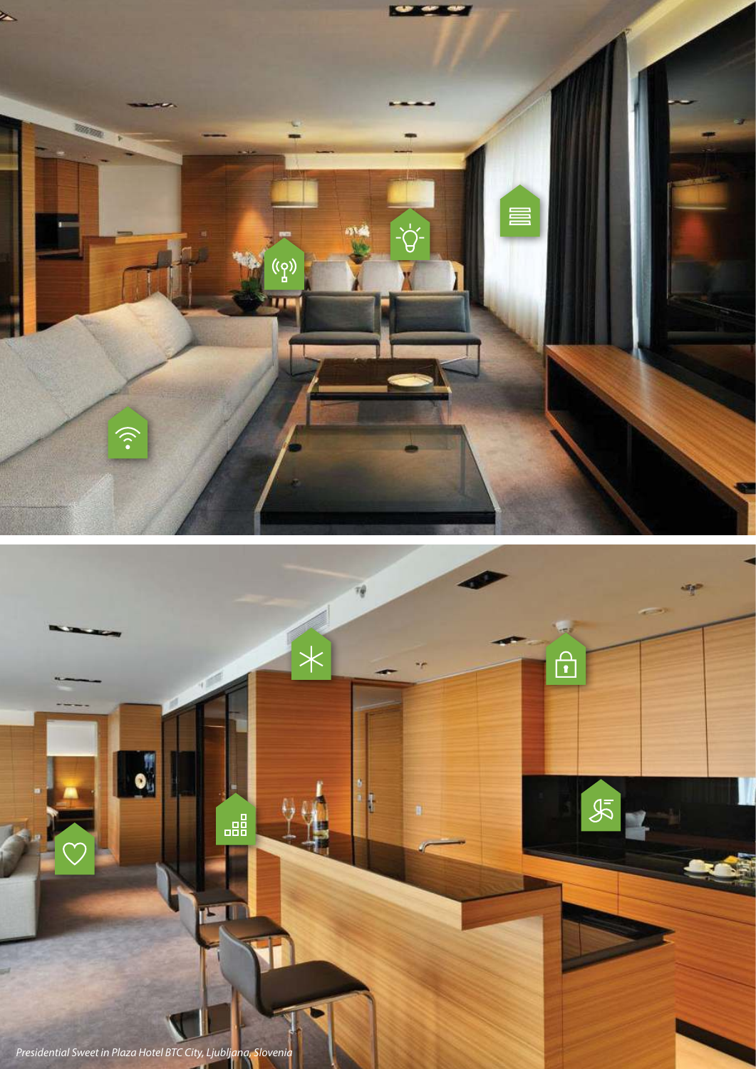*Presidential Sweet in Plaza Hotel BTC City, Ljubljana, Slovenia*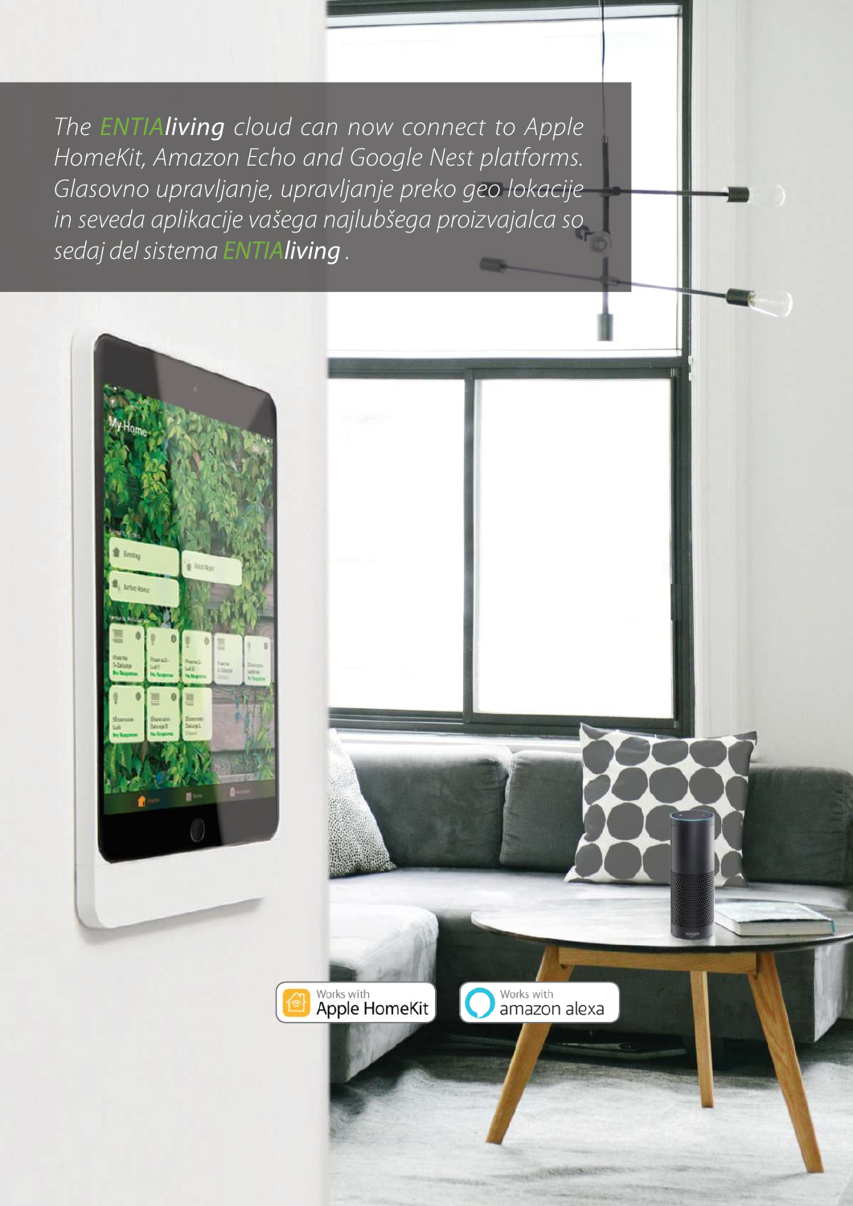*The ENTIA**living** cloud can now connect to Apple HomeKit, Amazon Echo and Google Nest platforms. Glasovno upravljanje, upravljanje preko geo lokacije in seveda aplikacije vašega najlubšega proizvajalca so sedaj del sistema ENTIA**living**.*

Works with Apple HomeKit

Works with amazon alexa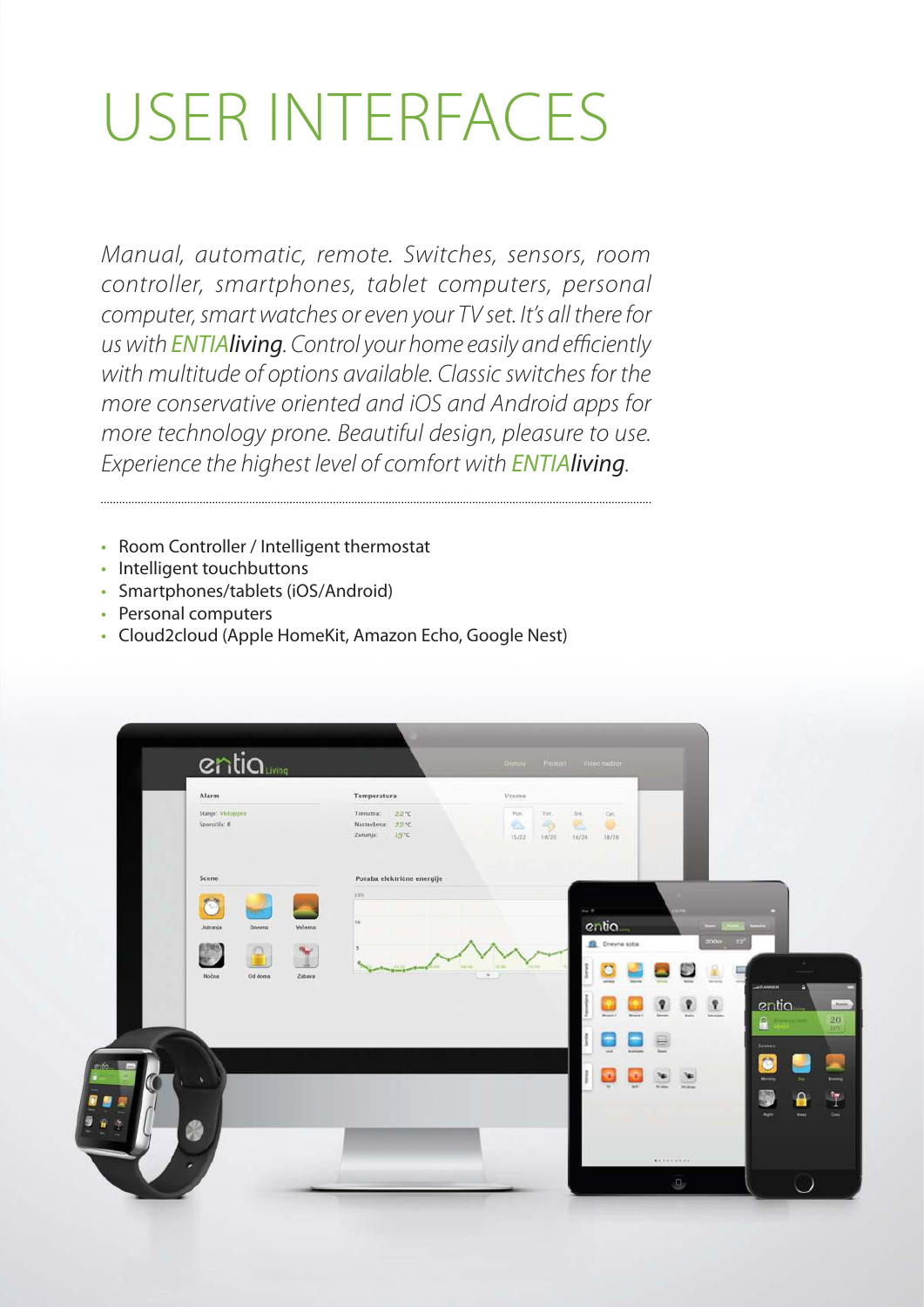# USER INTERFACES

*Manual, automatic, remote. Switches, sensors, room controller, smartphones, tablet computers, personal computer, smart watches or even your TV set. It's all there for us with ENTIA**living**. Control your home easily and efficiently with multitude of options available. Classic switches for the more conservative oriented and iOS and Android apps for more technology prone. Beautiful design, pleasure to use. Experience the highest level of comfort with ENTIA**living**.*

- Room Controller / Intelligent thermostat
- Intelligent touchbuttons
- Smartphones/tablets (iOS/Android)
- Personal computers
- Cloud2cloud (Apple HomeKit, Amazon Echo, Google Nest)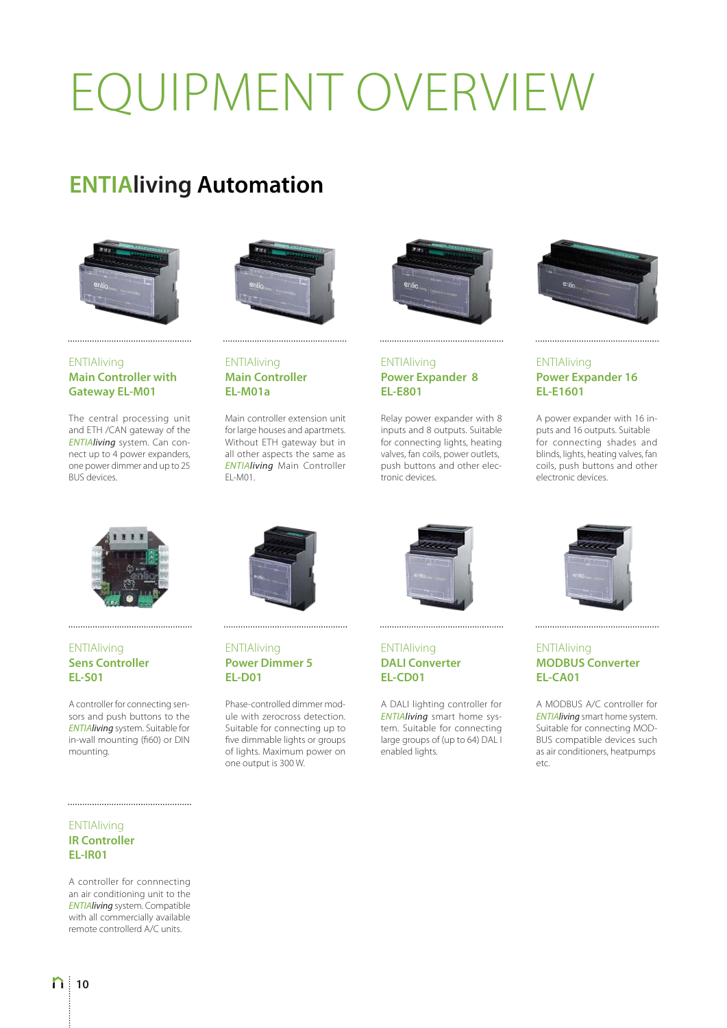# EQUIPMENT OVERVIEW

## ENTIAliving Automation

ENTIAliving
### Main Controller with Gateway EL-M01

The central processing unit and ETH /CAN gateway of the *ENTIAliving* system. Can connect up to 4 power expanders, one power dimmer and up to 25 BUS devices.

ENTIAliving
### Main Controller EL-M01a

Main controller extension unit for large houses and apartmets. Without ETH gateway but in all other aspects the same as *ENTIAliving* Main Controller EL-M01.

ENTIAliving
### Power Expander 8 EL-E801

Relay power expander with 8 inputs and 8 outputs. Suitable for connecting lights, heating valves, fan coils, power outlets, push buttons and other electronic devices.

ENTIAliving
### Power Expander 16 EL-E1601

A power expander with 16 inputs and 16 outputs. Suitable for connecting shades and blinds, lights, heating valves, fan coils, push buttons and other electronic devices.

ENTIAliving
### Sens Controller EL-S01

A controller for connecting sensors and push buttons to the *ENTIAliving* system. Suitable for in-wall mounting (fi60) or DIN mounting.

ENTIAliving
### Power Dimmer 5 EL-D01

Phase-controlled dimmer module with zerocross detection. Suitable for connecting up to five dimmable lights or groups of lights. Maximum power on one output is 300 W.

ENTIAliving
### DALI Converter EL-CD01

A DALI lighting controller for *ENTIAliving* smart home system. Suitable for connecting large groups of (up to 64) DAL I enabled lights.

ENTIAliving
### MODBUS Converter EL-CA01

A MODBUS A/C controller for *ENTIAliving* smart home system. Suitable for connecting MODBUS compatible devices such as air conditioners, heatpumps etc.

ENTIAliving
### IR Controller EL-IR01

A controller for connnecting an air conditioning unit to the *ENTIAliving* system. Compatible with all commercially available remote controllerd A/C units.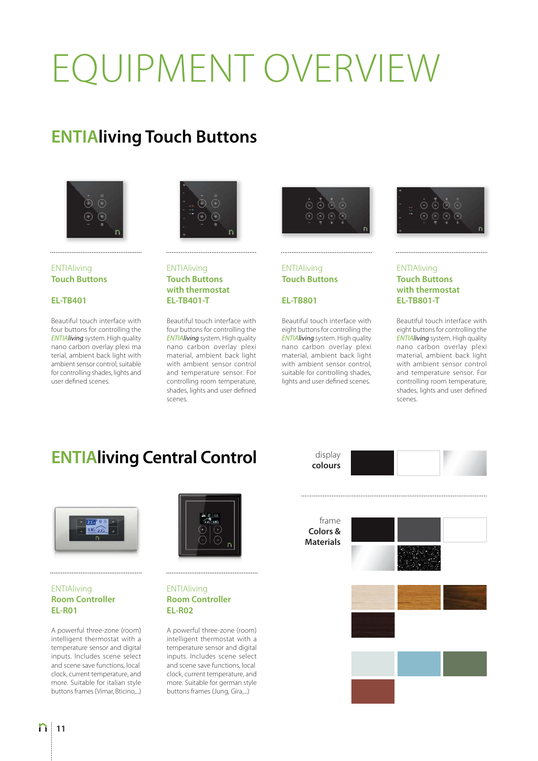# EQUIPMENT OVERVIEW

## ENTIAliving Touch Buttons

ENTIAliving
**Touch Buttons**

**EL-TB401**

Beautiful touch interface with four buttons for controlling the *ENTIAliving* system. High quality nano carbon overlay plexi ma terial, ambient back light with ambient sensor control, suitable for controlling shades, lights and user defined scenes.

ENTIAliving
**Touch Buttons with thermostat**
**EL-TB401-T**

Beautiful touch interface with four buttons for controlling the *ENTIAliving* system. High quality nano carbon overlay plexi material, ambient back light with ambient sensor control and temperature sensor. For controlling room temperature, shades, lights and user defined scenes.

ENTIAliving
**Touch Buttons**

**EL-TB801**

Beautiful touch interface with eight buttons for controlling the *ENTIAliving* system. High quality nano carbon overlay plexi material, ambient back light with ambient sensor control, suitable for controlling shades, lights and user defined scenes.

ENTIAliving
**Touch Buttons with thermostat**
**EL-TB801-T**

Beautiful touch interface with eight buttons for controlling the *ENTIAliving* system. High quality nano carbon overlay plexi material, ambient back light with ambient sensor control and temperature sensor. For controlling room temperature, shades, lights and user defined scenes.

## ENTIAliving Central Control

ENTIAliving
**Room Controller**
**EL-R01**

A powerful three-zone (room) intelligent thermostat with a temperature sensor and digital inputs. Includes scene select and scene save functions, local clock, current temperature, and more. Suitable for italian style buttons frames (Vimar, Bticino,...)

ENTIAliving
**Room Controller**
**EL-R02**

A powerful three-zone (room) intelligent thermostat with a temperature sensor and digital inputs. Includes scene select and scene save functions, local clock, current temperature, and more. Suitable for german style buttons frames (Jung, Gira,...)

display
**colours**

frame
**Colors & Materials**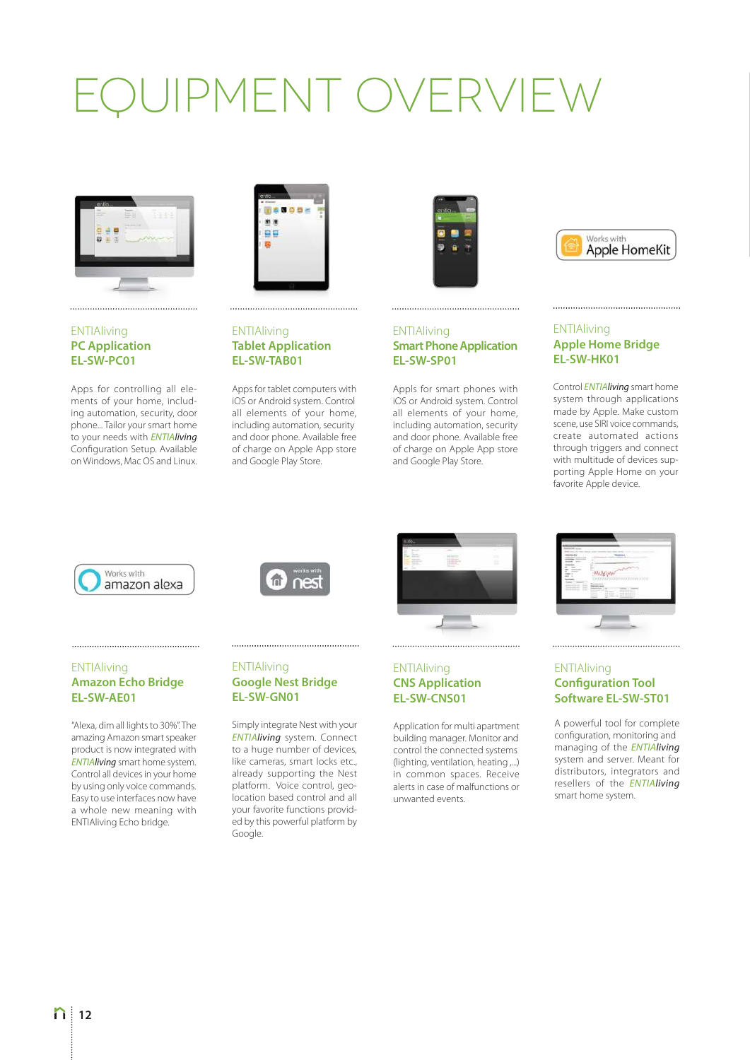# EQUIPMENT OVERVIEW

ENTIAliving
**PC Application**
**EL-SW-PC01**

Apps for controlling all elements of your home, including automation, security, door phone... Tailor your smart home to your needs with *ENTIAliving* Configuration Setup. Available on Windows, Mac OS and Linux.

ENTIAliving
**Tablet Application**
**EL-SW-TAB01**

Apps for tablet computers with iOS or Android system. Control all elements of your home, including automation, security and door phone. Available free of charge on Apple App store and Google Play Store.

ENTIAliving
**Smart Phone Application**
**EL-SW-SP01**

Appls for smart phones with iOS or Android system. Control all elements of your home, including automation, security and door phone. Available free of charge on Apple App store and Google Play Store.

Works with Apple HomeKit

ENTIAliving
**Apple Home Bridge**
**EL-SW-HK01**

Control *ENTIAliving* smart home system through applications made by Apple. Make custom scene, use SIRI voice commands, create automated actions through triggers and connect with multitude of devices supporting Apple Home on your favorite Apple device.

Works with amazon alexa

ENTIAliving
**Amazon Echo Bridge**
**EL-SW-AE01**

"Alexa, dim all lights to 30%." The amazing Amazon smart speaker product is now integrated with *ENTIAliving* smart home system. Control all devices in your home by using only voice commands. Easy to use interfaces now have a whole new meaning with ENTIAliving Echo bridge.

works with nest

ENTIAliving
**Google Nest Bridge**
**EL-SW-GN01**

Simply integrate Nest with your *ENTIAliving* system. Connect to a huge number of devices, like cameras, smart locks etc., already supporting the Nest platform. Voice control, geo-location based control and all your favorite functions provided by this powerful platform by Google.

ENTIAliving
**CNS Application**
**EL-SW-CNS01**

Application for multi apartment building manager. Monitor and control the connected systems (lighting, ventilation, heating ,...) in common spaces. Receive alerts in case of malfunctions or unwanted events.

ENTIAliving
**Configuration Tool**
**Software EL-SW-ST01**

A powerful tool for complete configuration, monitoring and managing of the *ENTIAliving* system and server. Meant for distributors, integrators and resellers of the *ENTIAliving* smart home system.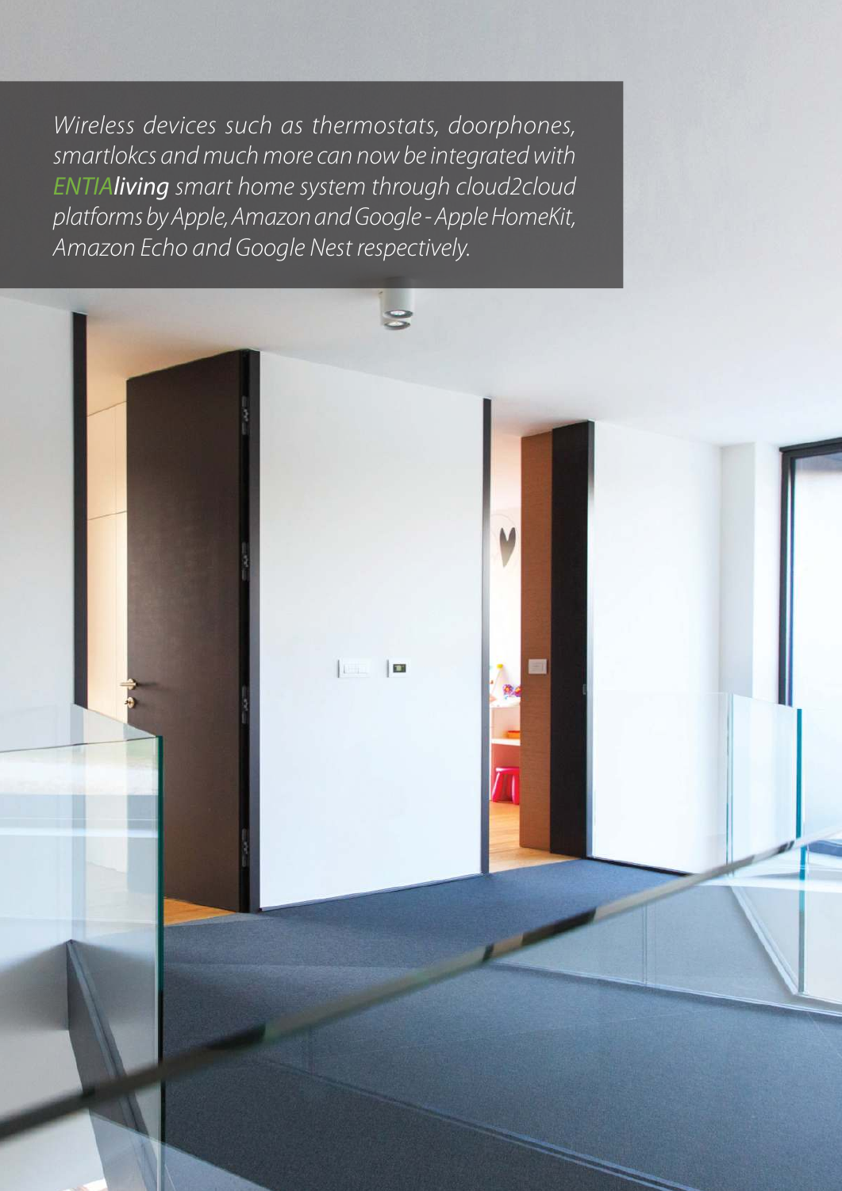*Wireless devices such as thermostats, doorphones, smartlokcs and much more can now be integrated with **ENTIAliving** smart home system through cloud2cloud platforms by Apple, Amazon and Google - Apple HomeKit, Amazon Echo and Google Nest respectively.*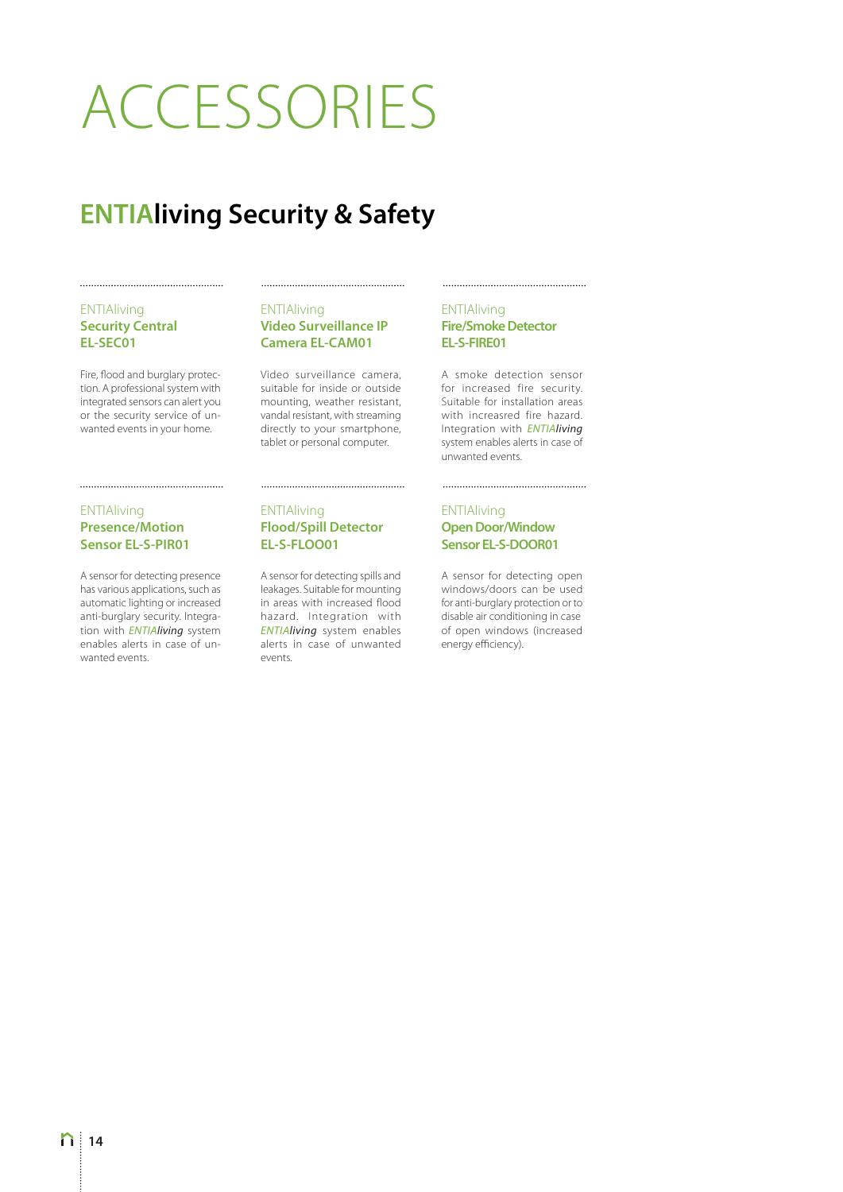# ACCESSORIES

## ENTIAliving Security & Safety

### ENTIAliving
**Security Central EL-SEC01**

Fire, flood and burglary protection. A professional system with integrated sensors can alert you or the security service of unwanted events in your home.

### ENTIAliving
**Video Surveillance IP Camera EL-CAM01**

Video surveillance camera, suitable for inside or outside mounting, weather resistant, vandal resistant, with streaming directly to your smartphone, tablet or personal computer.

### ENTIAliving
**Fire/Smoke Detector EL-S-FIRE01**

A smoke detection sensor for increased fire security. Suitable for installation areas with increasred fire hazard. Integration with *ENTIAliving* system enables alerts in case of unwanted events.

### ENTIAliving
**Presence/Motion Sensor EL-S-PIR01**

A sensor for detecting presence has various applications, such as automatic lighting or increased anti-burglary security. Integration with *ENTIAliving* system enables alerts in case of unwanted events.

### ENTIAliving
**Flood/Spill Detector EL-S-FLOO01**

A sensor for detecting spills and leakages. Suitable for mounting in areas with increased flood hazard. Integration with *ENTIAliving* system enables alerts in case of unwanted events.

### ENTIAliving
**Open Door/Window Sensor EL-S-DOOR01**

A sensor for detecting open windows/doors can be used for anti-burglary protection or to disable air conditioning in case of open windows (increased energy efficiency).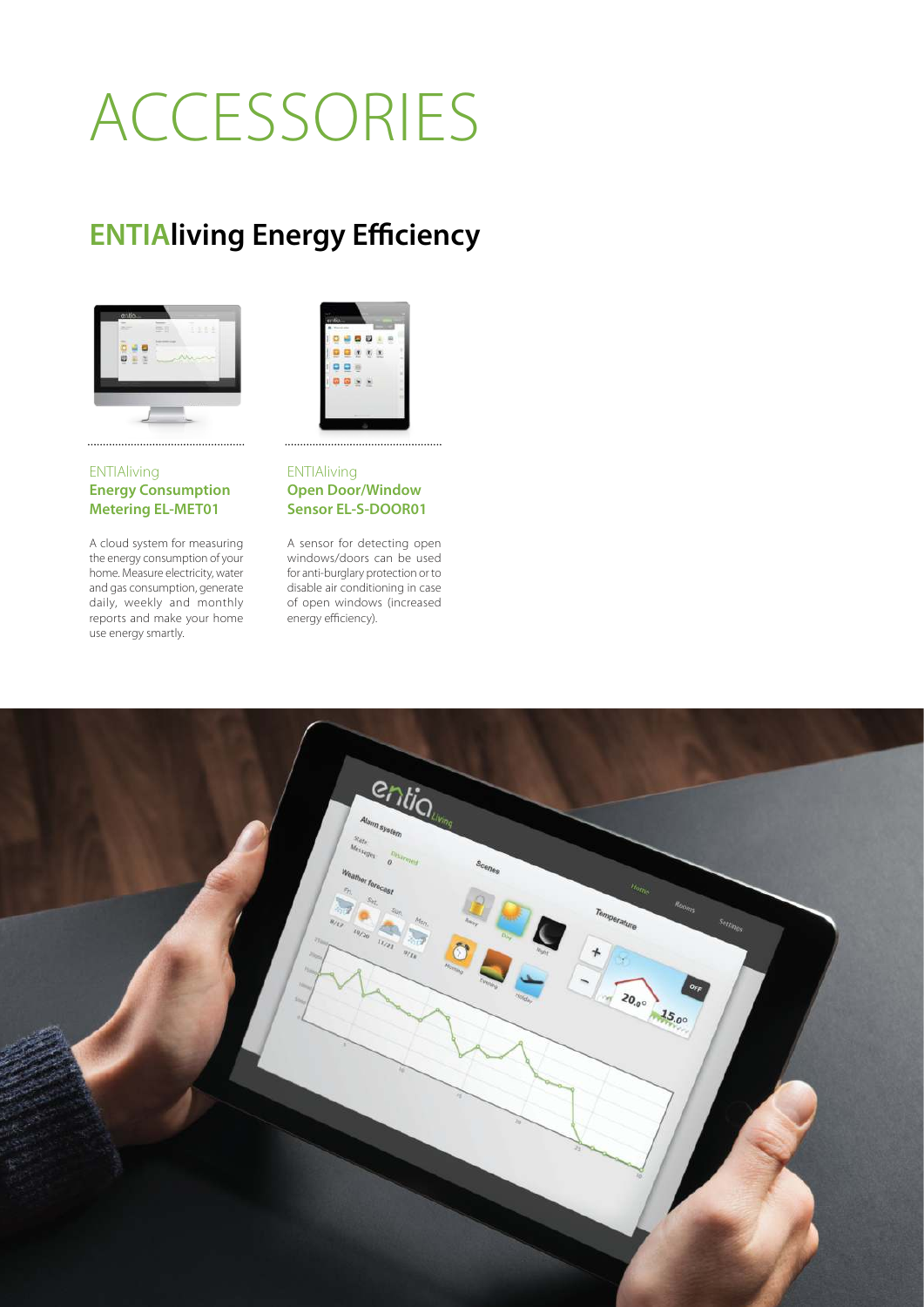# ACCESSORIES

## ENTIAliving Energy Efficiency

ENTIAliving
**Energy Consumption Metering EL-MET01**

A cloud system for measuring the energy consumption of your home. Measure electricity, water and gas consumption, generate daily, weekly and monthly reports and make your home use energy smartly.

ENTIAliving
**Open Door/Window Sensor EL-S-DOOR01**

A sensor for detecting open windows/doors can be used for anti-burglary protection or to disable air conditioning in case of open windows (increased energy efficiency).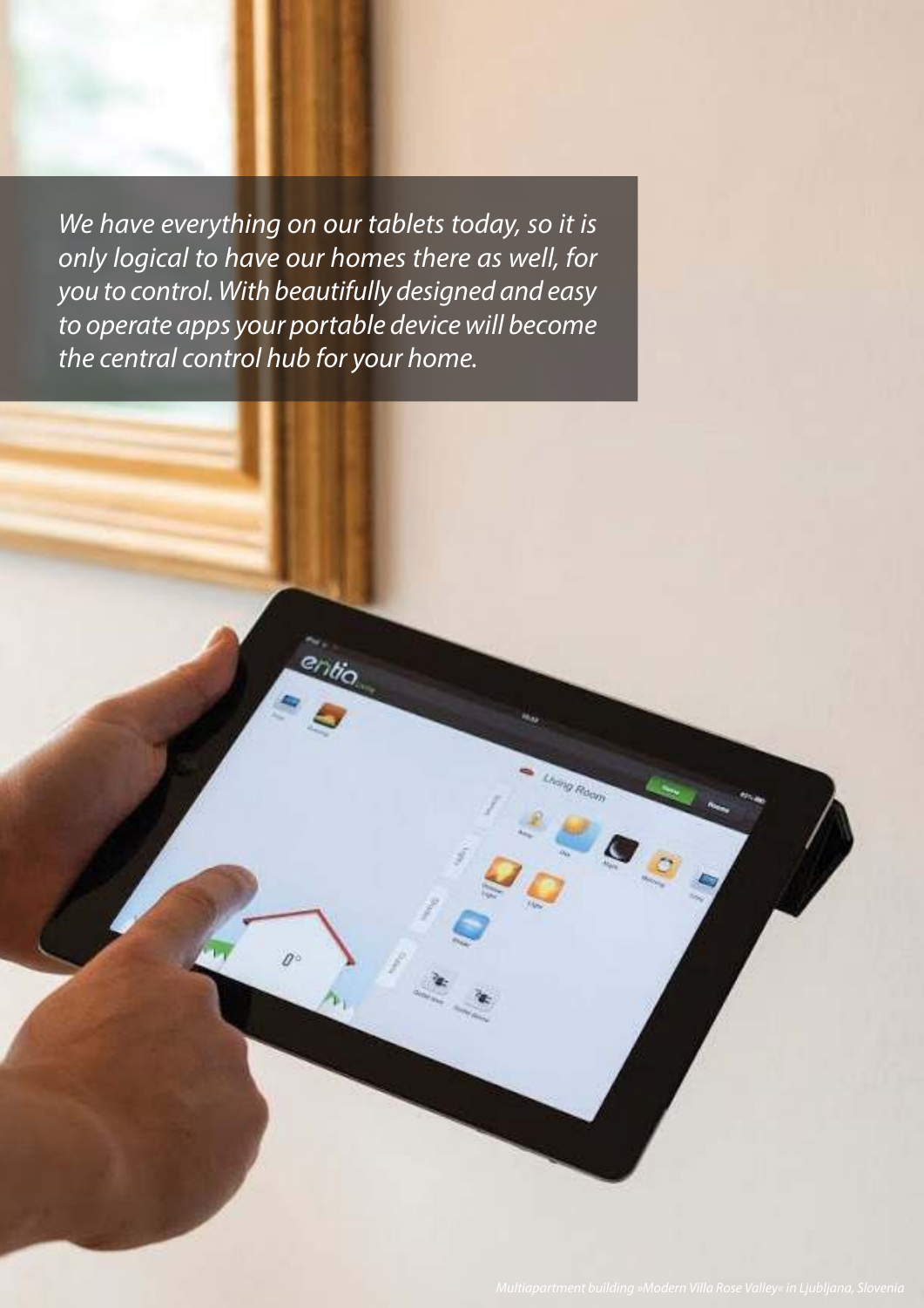*We have everything on our tablets today, so it is only logical to have our homes there as well, for you to control. With beautifully designed and easy to operate apps your portable device will become the central control hub for your home.*

*Multiapartment building »Modern Villa Rose Valley« in Ljubljana, Slovenia*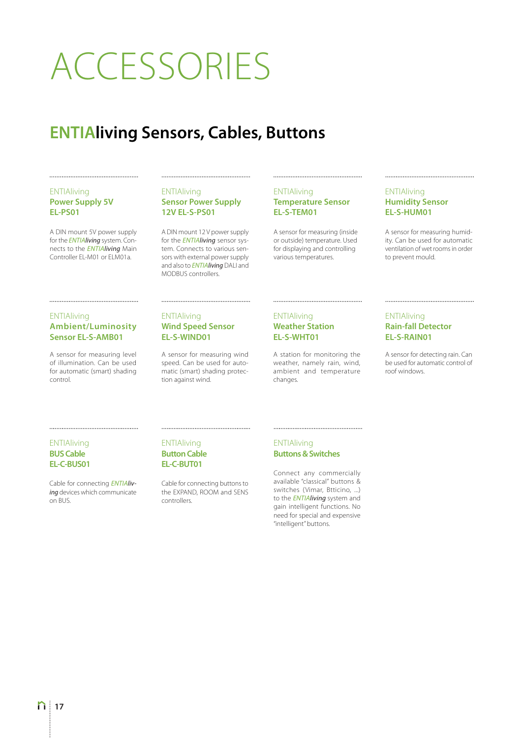# ACCESSORIES

## ENTIAliving Sensors, Cables, Buttons

ENTIAliving
**Power Supply 5V**
**EL-PS01**

A DIN mount 5V power supply for the *ENTIAliving* system. Connects to the *ENTIAliving* Main Controller EL-M01 or ELM01a.

ENTIAliving
**Sensor Power Supply**
**12V EL-S-PS01**

A DIN mount 12 V power supply for the *ENTIAliving* sensor system. Connects to various sensors with external power supply and also to *ENTIAliving* DALI and MODBUS controllers.

ENTIAliving
**Temperature Sensor**
**EL-S-TEM01**

A sensor for measuring (inside or outside) temperature. Used for displaying and controlling various temperatures.

ENTIAliving
**Humidity Sensor**
**EL-S-HUM01**

A sensor for measuring humidity. Can be used for automatic ventilation of wet rooms in order to prevent mould.

ENTIAliving
**Ambient/Luminosity**
**Sensor EL-S-AMB01**

A sensor for measuring level of illumination. Can be used for automatic (smart) shading control.

ENTIAliving
**Wind Speed Sensor**
**EL-S-WIND01**

A sensor for measuring wind speed. Can be used for automatic (smart) shading protection against wind.

ENTIAliving
**Weather Station**
**EL-S-WHT01**

A station for monitoring the weather, namely rain, wind, ambient and temperature changes.

ENTIAliving
**Rain-fall Detector**
**EL-S-RAIN01**

A sensor for detecting rain. Can be used for automatic control of roof windows.

ENTIAliving
**BUS Cable**
**EL-C-BUS01**

Cable for connecting *ENTIAliving* devices which communicate on BUS.

ENTIAliving
**Button Cable**
**EL-C-BUT01**

Cable for connecting buttons to the EXPAND, ROOM and SENS controllers.

ENTIAliving
**Buttons & Switches**

Connect any commercially available "classical" buttons & switches (Vimar, Bticino, ...) to the *ENTIAliving* system and gain intelligent functions. No need for special and expensive "intelligent" buttons.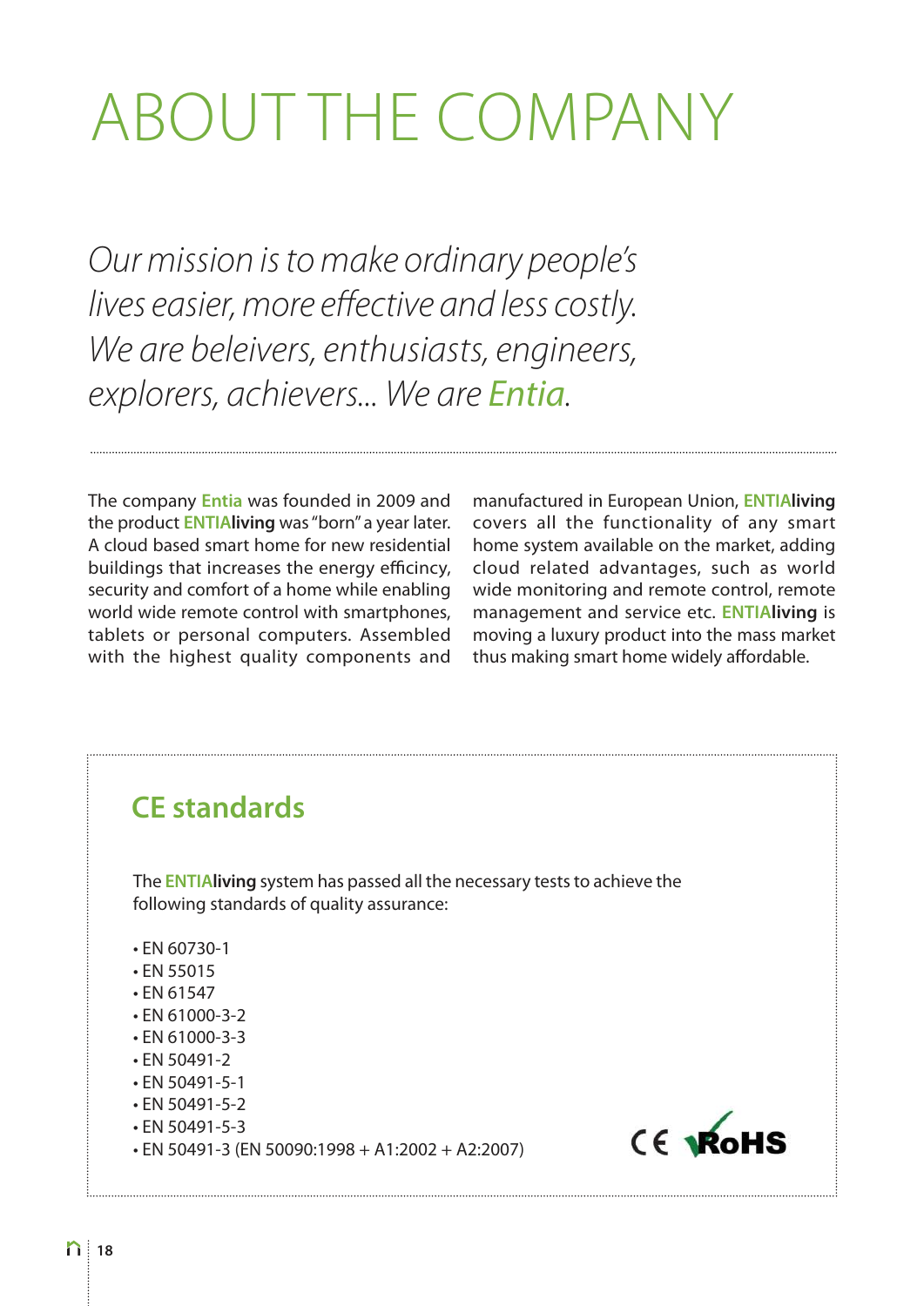# ABOUT THE COMPANY

*Our mission is to make ordinary people's lives easier, more effective and less costly. We are beleivers, enthusiasts, engineers, explorers, achievers... We are Entia.*

The company Entia was founded in 2009 and the product ENTIA**living** was "born" a year later. A cloud based smart home for new residential buildings that increases the energy efficincy, security and comfort of a home while enabling world wide remote control with smartphones, tablets or personal computers. Assembled with the highest quality components and manufactured in European Union, ENTIA**living** covers all the functionality of any smart home system available on the market, adding cloud related advantages, such as world wide monitoring and remote control, remote management and service etc. ENTIA**living** is moving a luxury product into the mass market thus making smart home widely affordable.

## CE standards

The ENTIA**living** system has passed all the necessary tests to achieve the following standards of quality assurance:

- EN 60730-1
- EN 55015
- EN 61547
- EN 61000-3-2
- EN 61000-3-3
- EN 50491-2
- EN 50491-5-1
- EN 50491-5-2
- EN 50491-5-3
- EN 50491-3 (EN 50090:1998 + A1:2002 + A2:2007)

CE RoHS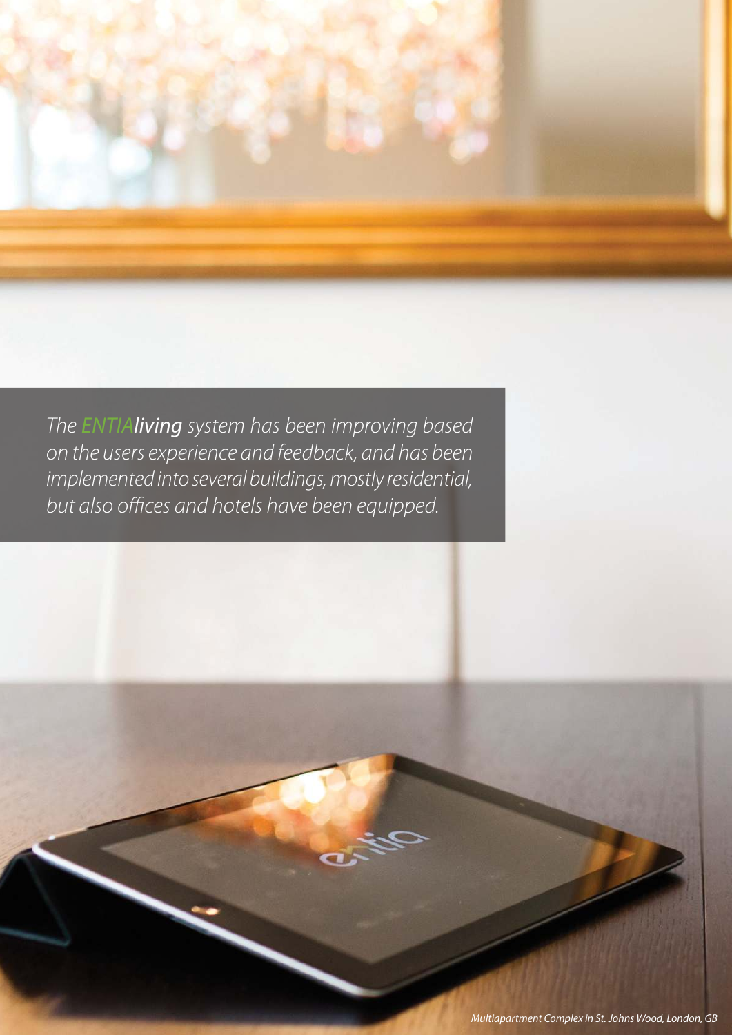*The ENTIA**living** system has been improving based on the users experience and feedback, and has been implemented into several buildings, mostly residential, but also offices and hotels have been equipped.*

*Multiapartment Complex in St. Johns Wood, London, GB*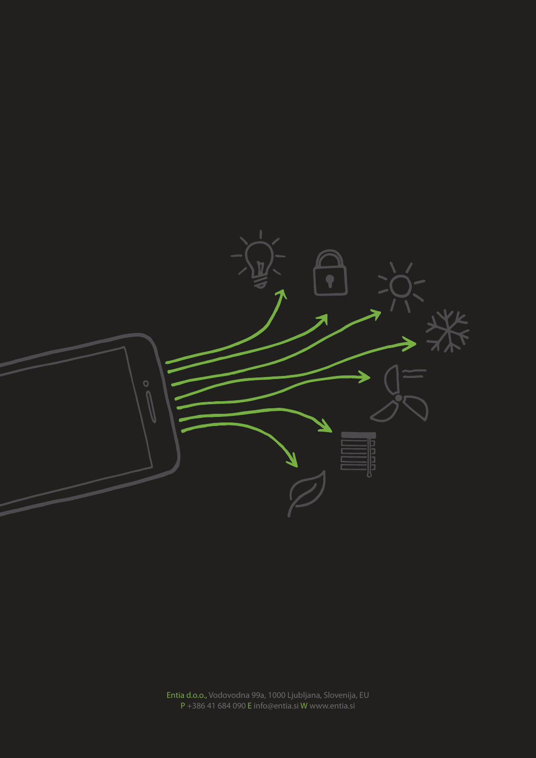Entia d.o.o., Vodovodna 99a, 1000 Ljubljana, Slovenija, EU
P +386 41 684 090 E info@entia.si W www.entia.si